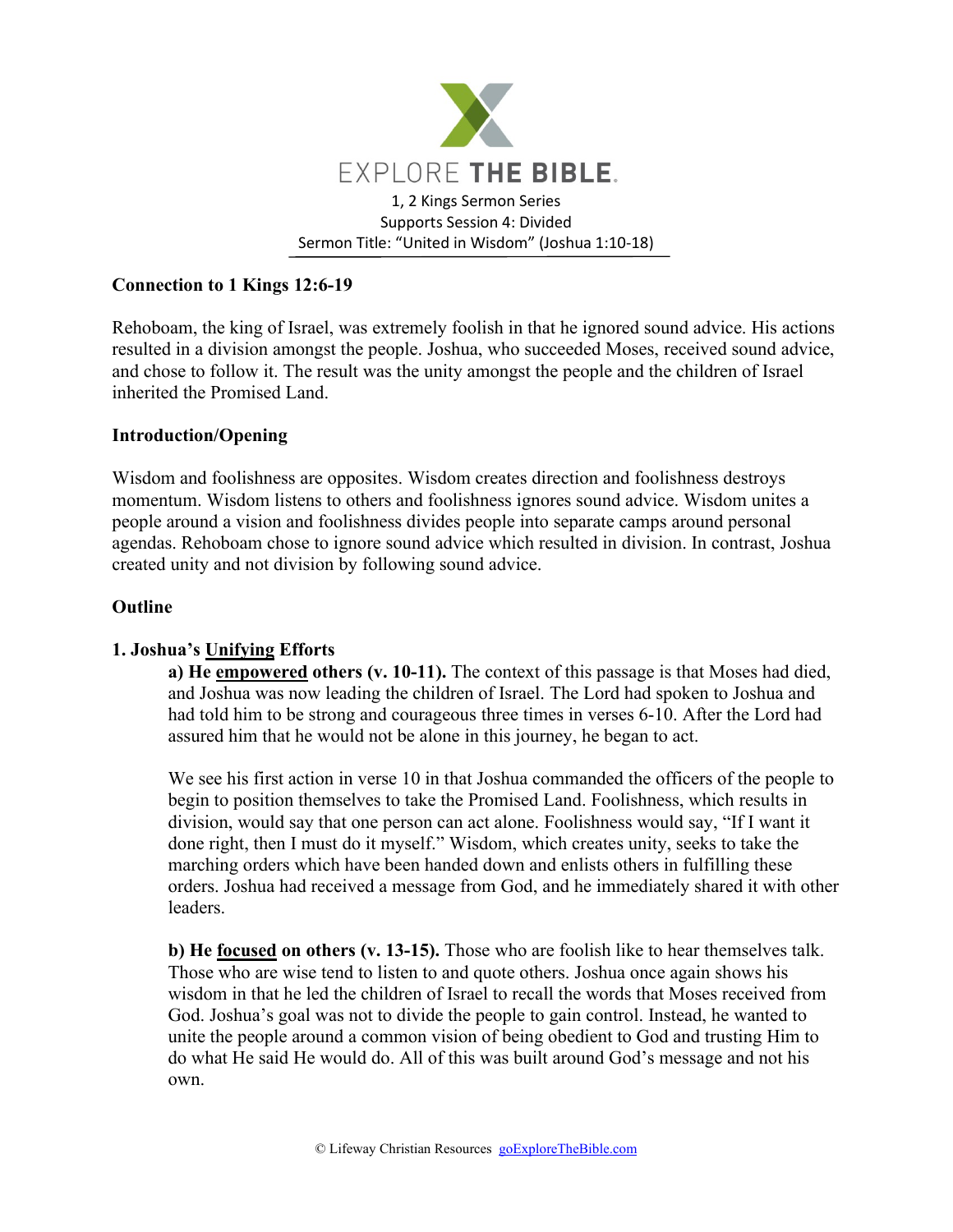EXPLORE THE BIBLE.

1, 2 Kings Sermon Series
Supports Session 4: Divided
Sermon Title: "United in Wisdom" (Joshua 1:10-18)

**Connection to 1 Kings 12:6-19**

Rehoboam, the king of Israel, was extremely foolish in that he ignored sound advice. His actions resulted in a division amongst the people. Joshua, who succeeded Moses, received sound advice, and chose to follow it. The result was the unity amongst the people and the children of Israel inherited the Promised Land.

**Introduction/Opening**

Wisdom and foolishness are opposites. Wisdom creates direction and foolishness destroys momentum. Wisdom listens to others and foolishness ignores sound advice. Wisdom unites a people around a vision and foolishness divides people into separate camps around personal agendas. Rehoboam chose to ignore sound advice which resulted in division. In contrast, Joshua created unity and not division by following sound advice.

**Outline**

**1. Joshua's <u>Unifying</u> Efforts**

**a) He <u>empowered</u> others (v. 10-11).** The context of this passage is that Moses had died, and Joshua was now leading the children of Israel. The Lord had spoken to Joshua and had told him to be strong and courageous three times in verses 6-10. After the Lord had assured him that he would not be alone in this journey, he began to act.

We see his first action in verse 10 in that Joshua commanded the officers of the people to begin to position themselves to take the Promised Land. Foolishness, which results in division, would say that one person can act alone. Foolishness would say, "If I want it done right, then I must do it myself." Wisdom, which creates unity, seeks to take the marching orders which have been handed down and enlists others in fulfilling these orders. Joshua had received a message from God, and he immediately shared it with other leaders.

**b) He <u>focused</u> on others (v. 13-15).** Those who are foolish like to hear themselves talk. Those who are wise tend to listen to and quote others. Joshua once again shows his wisdom in that he led the children of Israel to recall the words that Moses received from God. Joshua's goal was not to divide the people to gain control. Instead, he wanted to unite the people around a common vision of being obedient to God and trusting Him to do what He said He would do. All of this was built around God's message and not his own.

© Lifeway Christian Resources goExploreTheBible.com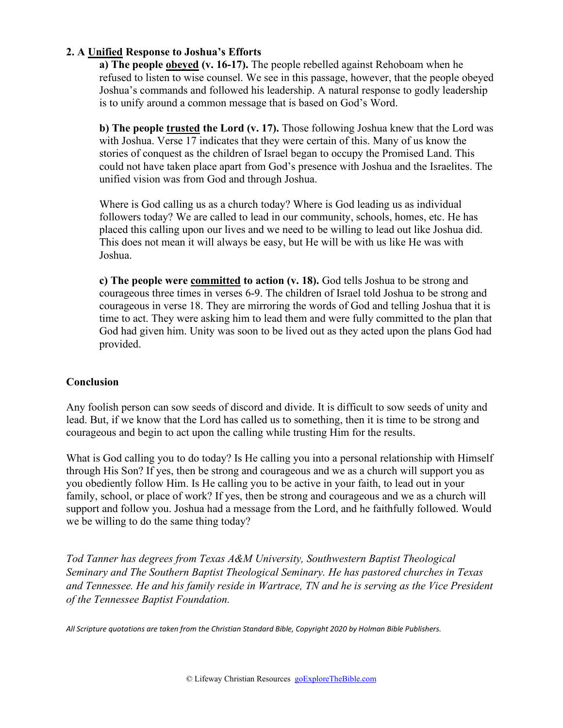### 2. A Unified Response to Joshua's Efforts

**a) The people obeyed (v. 16-17).** The people rebelled against Rehoboam when he refused to listen to wise counsel. We see in this passage, however, that the people obeyed Joshua's commands and followed his leadership. A natural response to godly leadership is to unify around a common message that is based on God's Word.

**b) The people trusted the Lord (v. 17).** Those following Joshua knew that the Lord was with Joshua. Verse 17 indicates that they were certain of this. Many of us know the stories of conquest as the children of Israel began to occupy the Promised Land. This could not have taken place apart from God's presence with Joshua and the Israelites. The unified vision was from God and through Joshua.

Where is God calling us as a church today? Where is God leading us as individual followers today? We are called to lead in our community, schools, homes, etc. He has placed this calling upon our lives and we need to be willing to lead out like Joshua did. This does not mean it will always be easy, but He will be with us like He was with Joshua.

**c) The people were committed to action (v. 18).** God tells Joshua to be strong and courageous three times in verses 6-9. The children of Israel told Joshua to be strong and courageous in verse 18. They are mirroring the words of God and telling Joshua that it is time to act. They were asking him to lead them and were fully committed to the plan that God had given him. Unity was soon to be lived out as they acted upon the plans God had provided.

## Conclusion

Any foolish person can sow seeds of discord and divide. It is difficult to sow seeds of unity and lead. But, if we know that the Lord has called us to something, then it is time to be strong and courageous and begin to act upon the calling while trusting Him for the results.

What is God calling you to do today? Is He calling you into a personal relationship with Himself through His Son? If yes, then be strong and courageous and we as a church will support you as you obediently follow Him. Is He calling you to be active in your faith, to lead out in your family, school, or place of work? If yes, then be strong and courageous and we as a church will support and follow you. Joshua had a message from the Lord, and he faithfully followed. Would we be willing to do the same thing today?

*Tod Tanner has degrees from Texas A&M University, Southwestern Baptist Theological Seminary and The Southern Baptist Theological Seminary. He has pastored churches in Texas and Tennessee. He and his family reside in Wartrace, TN and he is serving as the Vice President of the Tennessee Baptist Foundation.*

*All Scripture quotations are taken from the Christian Standard Bible, Copyright 2020 by Holman Bible Publishers.*

© Lifeway Christian Resources goExploreTheBible.com